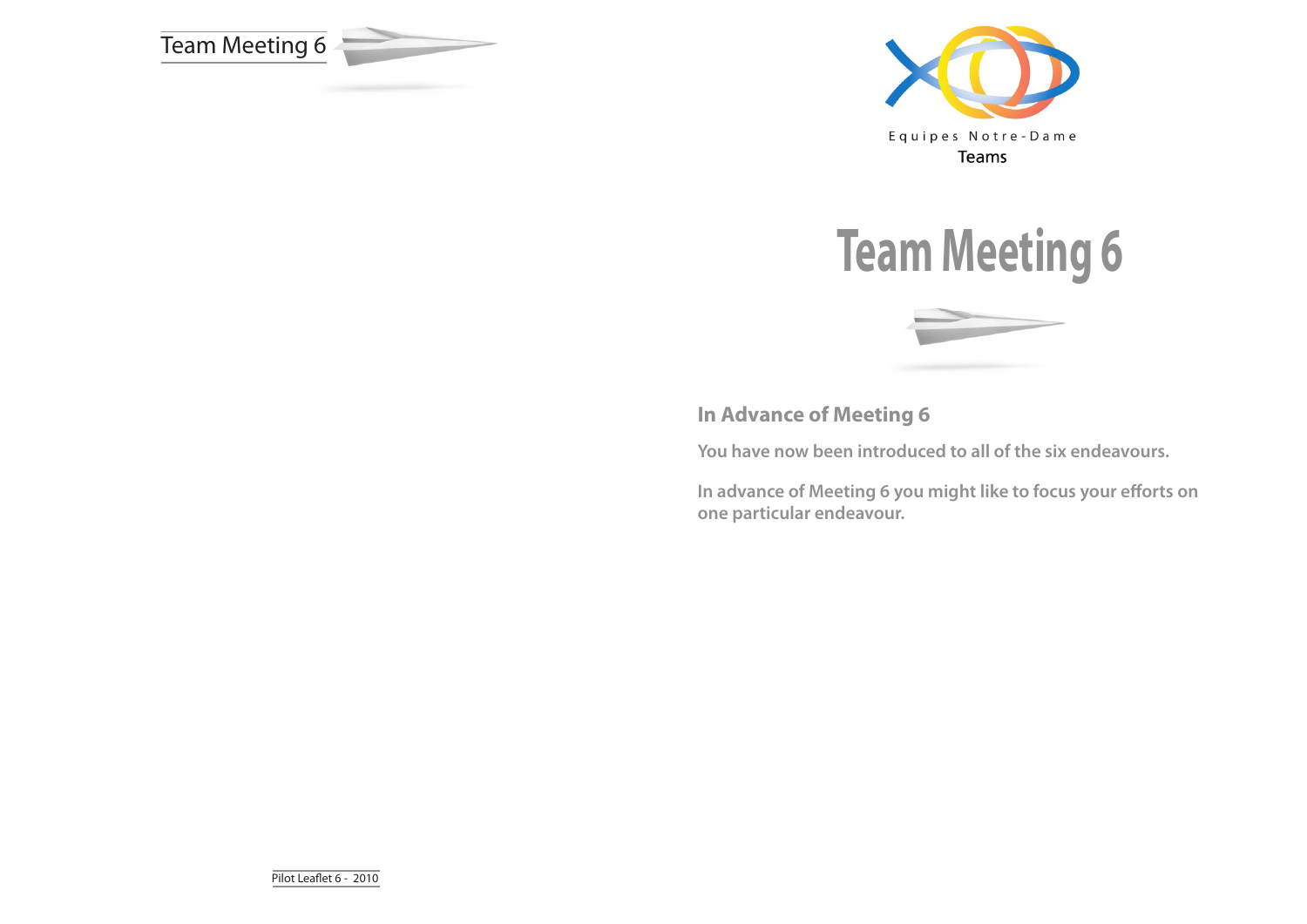Equipes Notre-Dame

Teams

# Team Meeting 6

## In Advance of Meeting 6

**You have now been introduced to all of the six endeavours.**

**In advance of Meeting 6 you might like to focus your efforts on one particular endeavour.**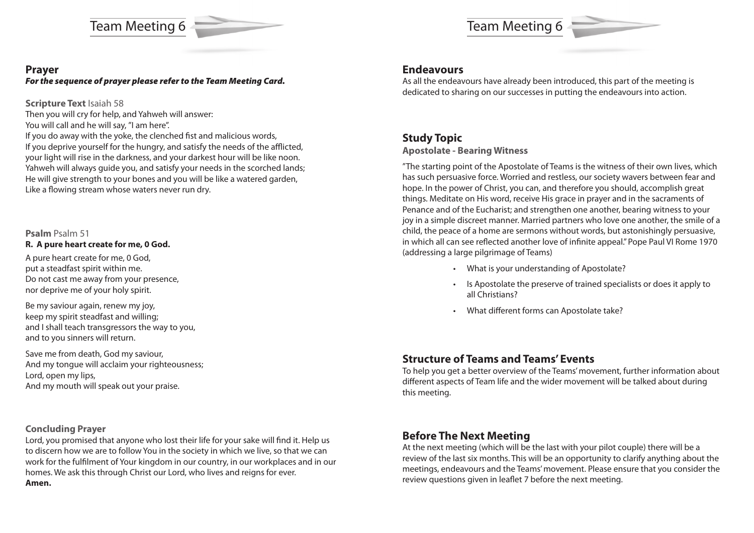## Prayer

***For the sequence of prayer please refer to the Team Meeting Card.***

**Scripture Text** Isaiah 58

Then you will cry for help, and Yahweh will answer:
You will call and he will say, "I am here".
If you do away with the yoke, the clenched fist and malicious words,
If you deprive yourself for the hungry, and satisfy the needs of the afflicted,
your light will rise in the darkness, and your darkest hour will be like noon.
Yahweh will always guide you, and satisfy your needs in the scorched lands;
He will give strength to your bones and you will be like a watered garden,
Like a flowing stream whose waters never run dry.

**Psalm** Psalm 51

**R. A pure heart create for me, 0 God.**

A pure heart create for me, 0 God,
put a steadfast spirit within me.
Do not cast me away from your presence,
nor deprive me of your holy spirit.

Be my saviour again, renew my joy,
keep my spirit steadfast and willing;
and I shall teach transgressors the way to you,
and to you sinners will return.

Save me from death, God my saviour,
And my tongue will acclaim your righteousness;
Lord, open my lips,
And my mouth will speak out your praise.

**Concluding Prayer**

Lord, you promised that anyone who lost their life for your sake will find it. Help us to discern how we are to follow You in the society in which we live, so that we can work for the fulfilment of Your kingdom in our country, in our workplaces and in our homes. We ask this through Christ our Lord, who lives and reigns for ever.
**Amen.**

## Endeavours

As all the endeavours have already been introduced, this part of the meeting is dedicated to sharing on our successes in putting the endeavours into action.

## Study Topic

**Apostolate - Bearing Witness**

"The starting point of the Apostolate of Teams is the witness of their own lives, which has such persuasive force. Worried and restless, our society wavers between fear and hope. In the power of Christ, you can, and therefore you should, accomplish great things. Meditate on His word, receive His grace in prayer and in the sacraments of Penance and of the Eucharist; and strengthen one another, bearing witness to your joy in a simple discreet manner. Married partners who love one another, the smile of a child, the peace of a home are sermons without words, but astonishingly persuasive, in which all can see reflected another love of infinite appeal." Pope Paul VI Rome 1970 (addressing a large pilgrimage of Teams)

- What is your understanding of Apostolate?
- Is Apostolate the preserve of trained specialists or does it apply to all Christians?
- What different forms can Apostolate take?

## Structure of Teams and Teams' Events

To help you get a better overview of the Teams' movement, further information about different aspects of Team life and the wider movement will be talked about during this meeting.

## Before The Next Meeting

At the next meeting (which will be the last with your pilot couple) there will be a review of the last six months. This will be an opportunity to clarify anything about the meetings, endeavours and the Teams' movement. Please ensure that you consider the review questions given in leaflet 7 before the next meeting.